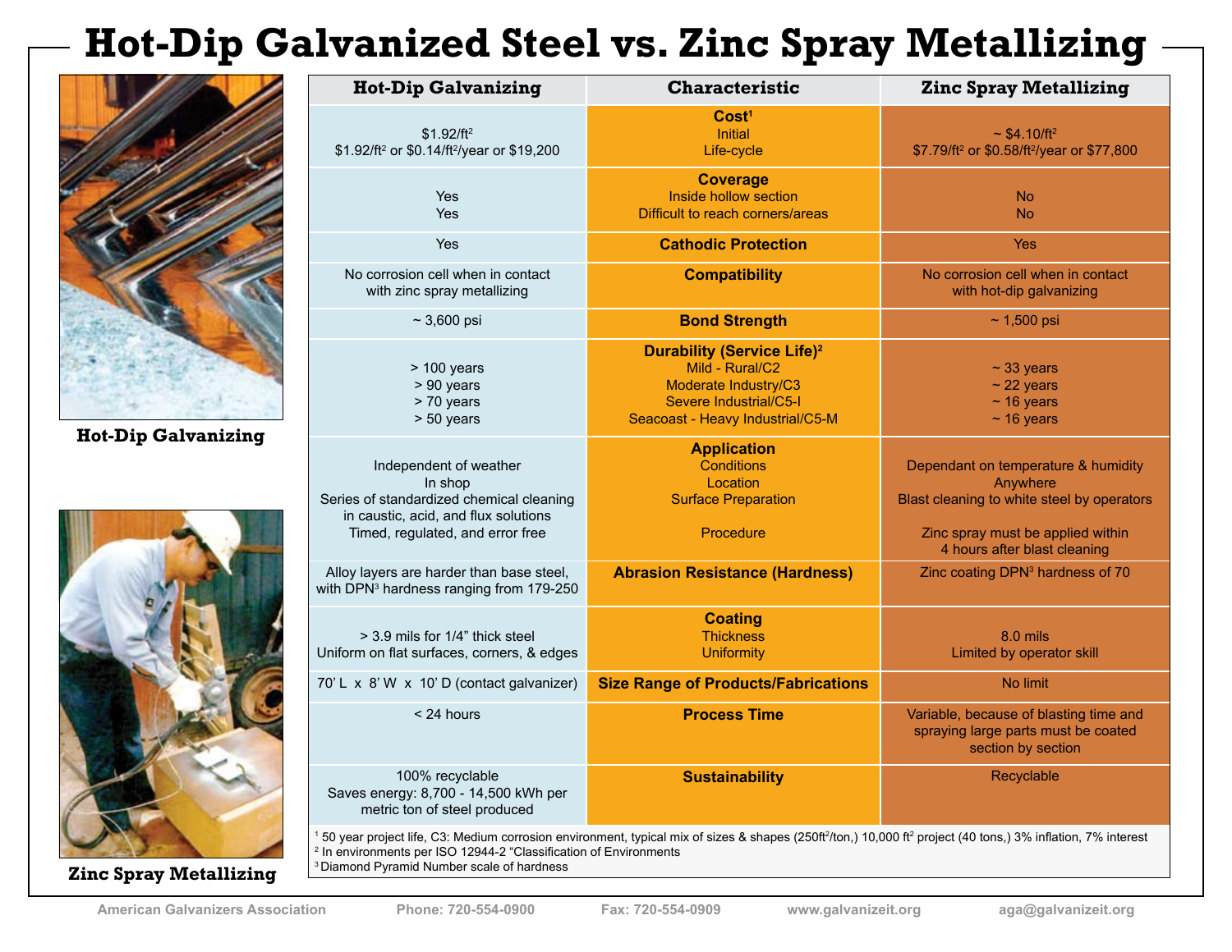# Hot-Dip Galvanized Steel vs. Zinc Spray Metallizing

Hot-Dip Galvanizing

Zinc Spray Metallizing

| Hot-Dip Galvanizing | Characteristic | Zinc Spray Metallizing |
|---|---|---|
| | **Cost**[1] | |
| \$1.92/ft² | Initial | ~ \$4.10/ft² |
| \$1.92/ft² or \$0.14/ft²/year or \$19,200 | Life-cycle | \$7.79/ft² or \$0.58/ft²/year or \$77,800 |
| | **Coverage** | |
| Yes | Inside hollow section | No |
| Yes | Difficult to reach corners/areas | No |
| Yes | **Cathodic Protection** | Yes |
| No corrosion cell when in contact with zinc spray metallizing | **Compatibility** | No corrosion cell when in contact with hot-dip galvanizing |
| ~ 3,600 psi | **Bond Strength** | ~ 1,500 psi |
| | **Durability (Service Life)**[2] | |
| > 100 years | Mild - Rural/C2 | ~ 33 years |
| > 90 years | Moderate Industry/C3 | ~ 22 years |
| > 70 years | Severe Industrial/C5-I | ~ 16 years |
| > 50 years | Seacoast - Heavy Industrial/C5-M | ~ 16 years |
| | **Application** | |
| Independent of weather | Conditions | Dependant on temperature & humidity |
| In shop | Location | Anywhere |
| Series of standardized chemical cleaning in caustic, acid, and flux solutions | Surface Preparation | Blast cleaning to white steel by operators |
| Timed, regulated, and error free | Procedure | Zinc spray must be applied within 4 hours after blast cleaning |
| Alloy layers are harder than base steel, with DPN[3] hardness ranging from 179-250 | **Abrasion Resistance (Hardness)** | Zinc coating DPN[3] hardness of 70 |
| | **Coating** | |
| > 3.9 mils for 1/4" thick steel | Thickness | 8.0 mils |
| Uniform on flat surfaces, corners, & edges | Uniformity | Limited by operator skill |
| 70' L x 8' W x 10' D (contact galvanizer) | **Size Range of Products/Fabrications** | No limit |
| < 24 hours | **Process Time** | Variable, because of blasting time and spraying large parts must be coated section by section |
| 100% recyclable<br>Saves energy: 8,700 - 14,500 kWh per metric ton of steel produced | **Sustainability** | Recyclable |

[1] 50 year project life, C3: Medium corrosion environment, typical mix of sizes & shapes (250ft²/ton,) 10,000 ft² project (40 tons,) 3% inflation, 7% interest
[2] In environments per ISO 12944-2 "Classification of Environments
[3] Diamond Pyramid Number scale of hardness

American Galvanizers Association Phone: 720-554-0900 Fax: 720-554-0909 www.galvanizeit.org aga@galvanizeit.org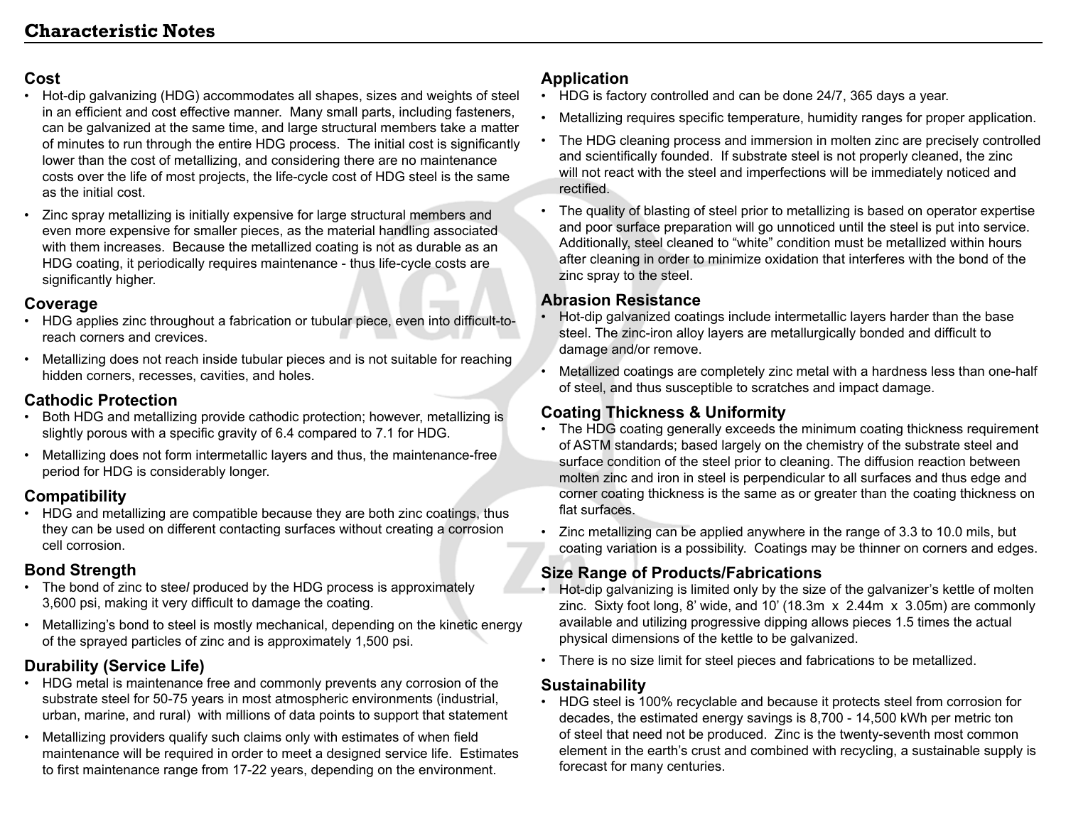# Characteristic Notes

## Cost

- Hot-dip galvanizing (HDG) accommodates all shapes, sizes and weights of steel in an efficient and cost effective manner. Many small parts, including fasteners, can be galvanized at the same time, and large structural members take a matter of minutes to run through the entire HDG process. The initial cost is significantly lower than the cost of metallizing, and considering there are no maintenance costs over the life of most projects, the life-cycle cost of HDG steel is the same as the initial cost.
- Zinc spray metallizing is initially expensive for large structural members and even more expensive for smaller pieces, as the material handling associated with them increases. Because the metallized coating is not as durable as an HDG coating, it periodically requires maintenance - thus life-cycle costs are significantly higher.

## Coverage

- HDG applies zinc throughout a fabrication or tubular piece, even into difficult-to-reach corners and crevices.
- Metallizing does not reach inside tubular pieces and is not suitable for reaching hidden corners, recesses, cavities, and holes.

## Cathodic Protection

- Both HDG and metallizing provide cathodic protection; however, metallizing is slightly porous with a specific gravity of 6.4 compared to 7.1 for HDG.
- Metallizing does not form intermetallic layers and thus, the maintenance-free period for HDG is considerably longer.

## Compatibility

- HDG and metallizing are compatible because they are both zinc coatings, thus they can be used on different contacting surfaces without creating a corrosion cell corrosion.

## Bond Strength

- The bond of zinc to steel produced by the HDG process is approximately 3,600 psi, making it very difficult to damage the coating.
- Metallizing's bond to steel is mostly mechanical, depending on the kinetic energy of the sprayed particles of zinc and is approximately 1,500 psi.

## Durability (Service Life)

- HDG metal is maintenance free and commonly prevents any corrosion of the substrate steel for 50-75 years in most atmospheric environments (industrial, urban, marine, and rural) with millions of data points to support that statement
- Metallizing providers qualify such claims only with estimates of when field maintenance will be required in order to meet a designed service life. Estimates to first maintenance range from 17-22 years, depending on the environment.

## Application

- HDG is factory controlled and can be done 24/7, 365 days a year.
- Metallizing requires specific temperature, humidity ranges for proper application.
- The HDG cleaning process and immersion in molten zinc are precisely controlled and scientifically founded. If substrate steel is not properly cleaned, the zinc will not react with the steel and imperfections will be immediately noticed and rectified.
- The quality of blasting of steel prior to metallizing is based on operator expertise and poor surface preparation will go unnoticed until the steel is put into service. Additionally, steel cleaned to "white" condition must be metallized within hours after cleaning in order to minimize oxidation that interferes with the bond of the zinc spray to the steel.

## Abrasion Resistance

- Hot-dip galvanized coatings include intermetallic layers harder than the base steel. The zinc-iron alloy layers are metallurgically bonded and difficult to damage and/or remove.
- Metallized coatings are completely zinc metal with a hardness less than one-half of steel, and thus susceptible to scratches and impact damage.

## Coating Thickness & Uniformity

- The HDG coating generally exceeds the minimum coating thickness requirement of ASTM standards; based largely on the chemistry of the substrate steel and surface condition of the steel prior to cleaning. The diffusion reaction between molten zinc and iron in steel is perpendicular to all surfaces and thus edge and corner coating thickness is the same as or greater than the coating thickness on flat surfaces.
- Zinc metallizing can be applied anywhere in the range of 3.3 to 10.0 mils, but coating variation is a possibility. Coatings may be thinner on corners and edges.

## Size Range of Products/Fabrications

- Hot-dip galvanizing is limited only by the size of the galvanizer's kettle of molten zinc. Sixty foot long, 8' wide, and 10' (18.3m x 2.44m x 3.05m) are commonly available and utilizing progressive dipping allows pieces 1.5 times the actual physical dimensions of the kettle to be galvanized.
- There is no size limit for steel pieces and fabrications to be metallized.

## Sustainability

- HDG steel is 100% recyclable and because it protects steel from corrosion for decades, the estimated energy savings is 8,700 - 14,500 kWh per metric ton of steel that need not be produced. Zinc is the twenty-seventh most common element in the earth's crust and combined with recycling, a sustainable supply is forecast for many centuries.